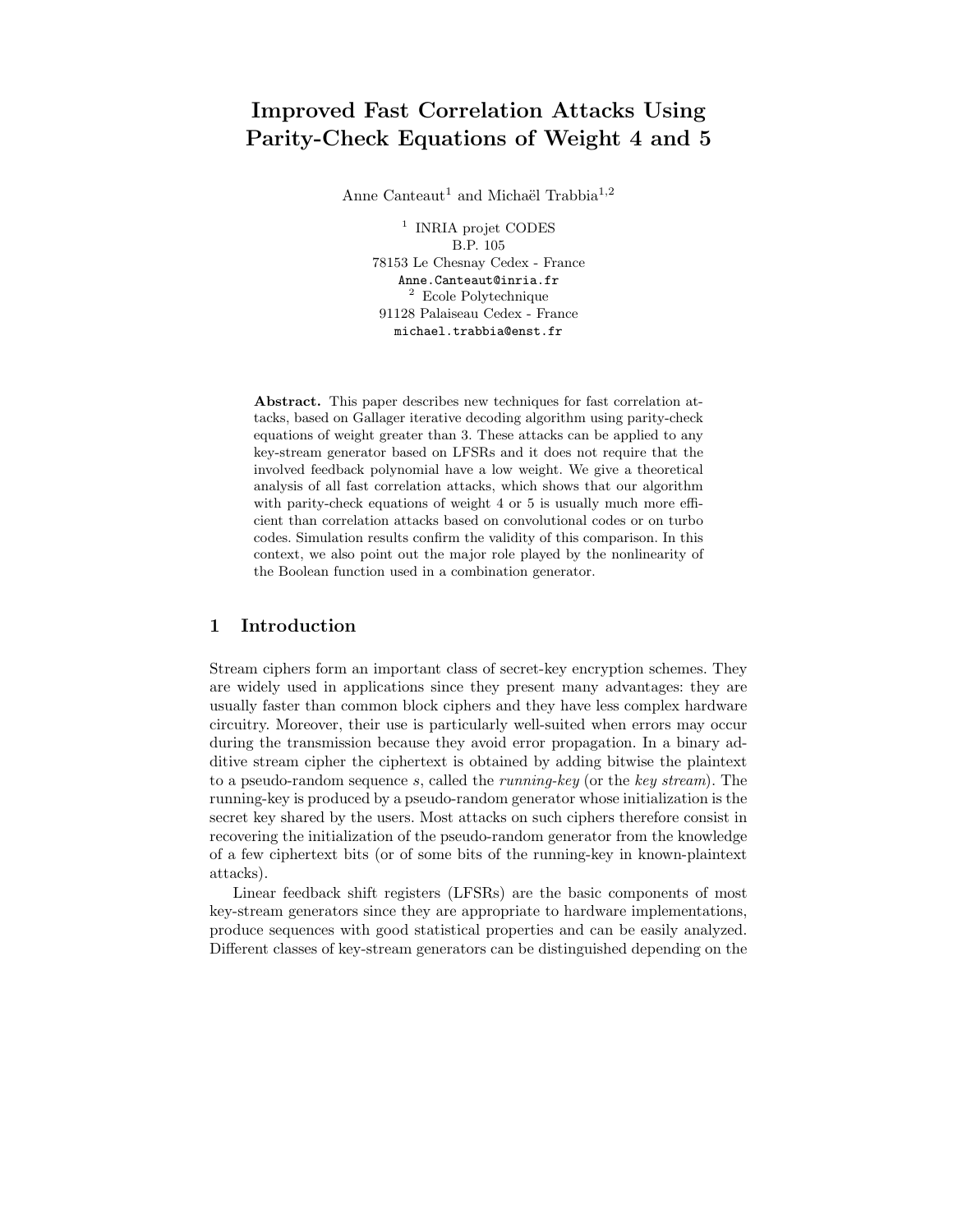# Improved Fast Correlation Attacks Using Parity-Check Equations of Weight 4 and 5

Anne Canteaut[1] and Michaël Trabbia[1,2]

[1] INRIA projet CODES
B.P. 105
78153 Le Chesnay Cedex - France
Anne.Canteaut@inria.fr
[2] Ecole Polytechnique
91128 Palaiseau Cedex - France
michael.trabbia@enst.fr

**Abstract.** This paper describes new techniques for fast correlation attacks, based on Gallager iterative decoding algorithm using parity-check equations of weight greater than 3. These attacks can be applied to any key-stream generator based on LFSRs and it does not require that the involved feedback polynomial have a low weight. We give a theoretical analysis of all fast correlation attacks, which shows that our algorithm with parity-check equations of weight 4 or 5 is usually much more efficient than correlation attacks based on convolutional codes or on turbo codes. Simulation results confirm the validity of this comparison. In this context, we also point out the major role played by the nonlinearity of the Boolean function used in a combination generator.

## 1 Introduction

Stream ciphers form an important class of secret-key encryption schemes. They are widely used in applications since they present many advantages: they are usually faster than common block ciphers and they have less complex hardware circuitry. Moreover, their use is particularly well-suited when errors may occur during the transmission because they avoid error propagation. In a binary additive stream cipher the ciphertext is obtained by adding bitwise the plaintext to a pseudo-random sequence $s$, called the *running-key* (or the *key stream*). The running-key is produced by a pseudo-random generator whose initialization is the secret key shared by the users. Most attacks on such ciphers therefore consist in recovering the initialization of the pseudo-random generator from the knowledge of a few ciphertext bits (or of some bits of the running-key in known-plaintext attacks).

Linear feedback shift registers (LFSRs) are the basic components of most key-stream generators since they are appropriate to hardware implementations, produce sequences with good statistical properties and can be easily analyzed. Different classes of key-stream generators can be distinguished depending on the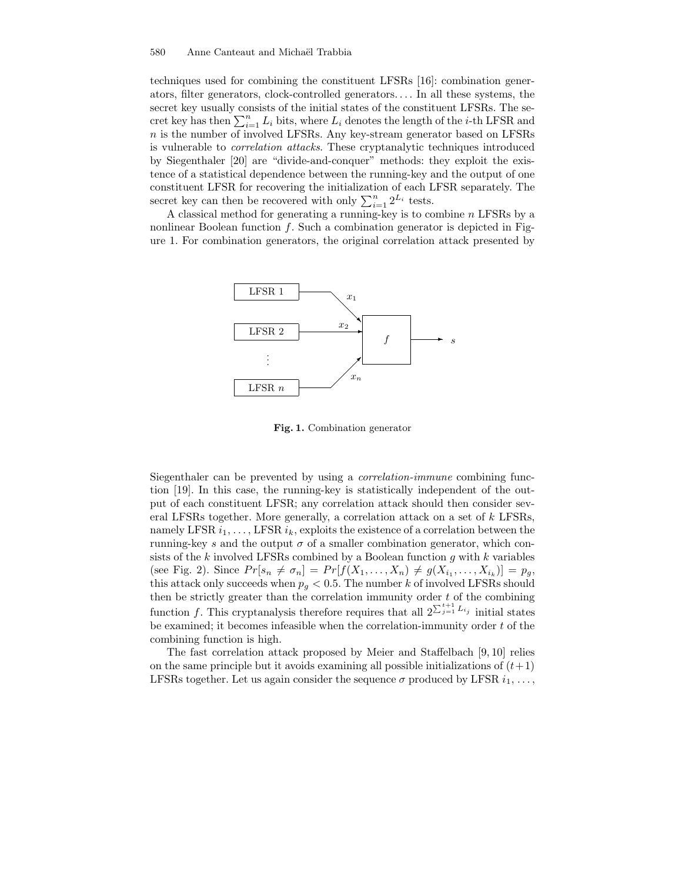techniques used for combining the constituent LFSRs [16]: combination generators, filter generators, clock-controlled generators.... In all these systems, the secret key usually consists of the initial states of the constituent LFSRs. The secret key has then $\sum_{i=1}^{n} L_i$ bits, where $L_i$ denotes the length of the $i$-th LFSR and $n$ is the number of involved LFSRs. Any key-stream generator based on LFSRs is vulnerable to *correlation attacks*. These cryptanalytic techniques introduced by Siegenthaler [20] are "divide-and-conquer" methods: they exploit the existence of a statistical dependence between the running-key and the output of one constituent LFSR for recovering the initialization of each LFSR separately. The secret key can then be recovered with only $\sum_{i=1}^{n} 2^{L_i}$ tests.

A classical method for generating a running-key is to combine $n$ LFSRs by a nonlinear Boolean function $f$. Such a combination generator is depicted in Figure 1. For combination generators, the original correlation attack presented by Siegenthaler can be prevented by using a *correlation-immune* combining function [19]. In this case, the running-key is statistically independent of the output of each constituent LFSR; any correlation attack should then consider several LFSRs together. More generally, a correlation attack on a set of $k$ LFSRs, namely LFSR $i_1, \ldots,$ LFSR $i_k$, exploits the existence of a correlation between the running-key $s$ and the output $\sigma$ of a smaller combination generator, which consists of the $k$ involved LFSRs combined by a Boolean function $g$ with $k$ variables (see Fig. 2). Since $Pr[s_n \neq \sigma_n] = Pr[f(X_1, \ldots, X_n) \neq g(X_{i_1}, \ldots, X_{i_k})] = p_g$, this attack only succeeds when $p_g < 0.5$. The number $k$ of involved LFSRs should then be strictly greater than the correlation immunity order $t$ of the combining function $f$. This cryptanalysis therefore requires that all $2^{\sum_{j=1}^{t+1} L_{i_j}}$ initial states be examined; it becomes infeasible when the correlation-immunity order $t$ of the combining function is high.

**Fig. 1.** Combination generator

The fast correlation attack proposed by Meier and Staffelbach [9, 10] relies on the same principle but it avoids examining all possible initializations of $(t+1)$ LFSRs together. Let us again consider the sequence $\sigma$ produced by LFSR $i_1, \ldots,$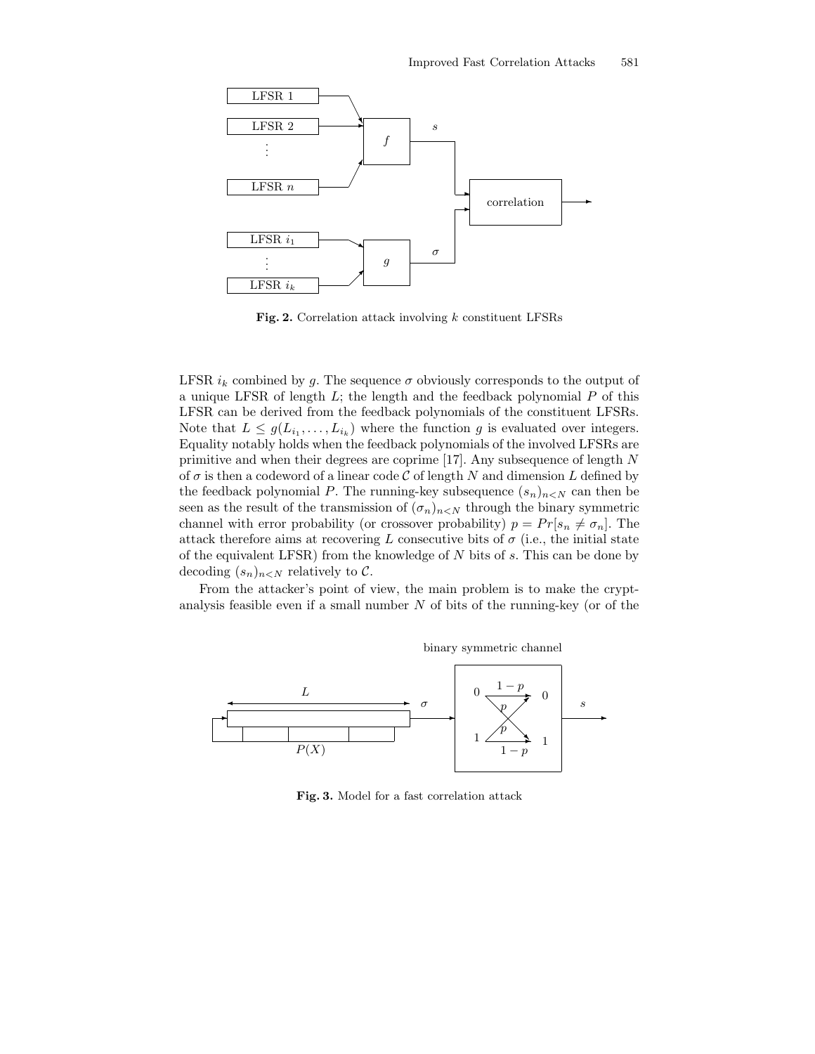**Fig. 2.** Correlation attack involving $k$ constituent LFSRs

LFSR $i_k$ combined by $g$. The sequence $\sigma$ obviously corresponds to the output of a unique LFSR of length $L$; the length and the feedback polynomial $P$ of this LFSR can be derived from the feedback polynomials of the constituent LFSRs. Note that $L \leq g(L_{i_1}, \ldots, L_{i_k})$ where the function $g$ is evaluated over integers. Equality notably holds when the feedback polynomials of the involved LFSRs are primitive and when their degrees are coprime [17]. Any subsequence of length $N$ of $\sigma$ is then a codeword of a linear code $\mathcal{C}$ of length $N$ and dimension $L$ defined by the feedback polynomial $P$. The running-key subsequence $(s_n)_{n<N}$ can then be seen as the result of the transmission of $(\sigma_n)_{n<N}$ through the binary symmetric channel with error probability (or crossover probability) $p = Pr[s_n \neq \sigma_n]$. The attack therefore aims at recovering $L$ consecutive bits of $\sigma$ (i.e., the initial state of the equivalent LFSR) from the knowledge of $N$ bits of $s$. This can be done by decoding $(s_n)_{n<N}$ relatively to $\mathcal{C}$.

From the attacker's point of view, the main problem is to make the cryptanalysis feasible even if a small number $N$ of bits of the running-key (or of the

**Fig. 3.** Model for a fast correlation attack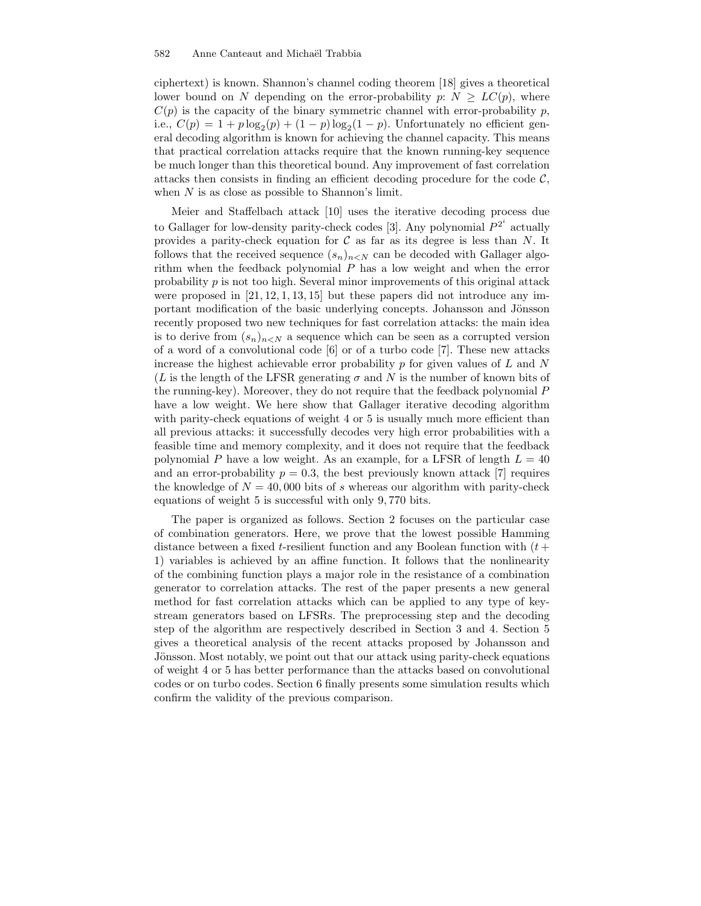ciphertext) is known. Shannon's channel coding theorem [18] gives a theoretical lower bound on $N$ depending on the error-probability $p$: $N \geq LC(p)$, where $C(p)$ is the capacity of the binary symmetric channel with error-probability $p$, i.e., $C(p) = 1 + p \log_2(p) + (1-p)\log_2(1-p)$. Unfortunately no efficient general decoding algorithm is known for achieving the channel capacity. This means that practical correlation attacks require that the known running-key sequence be much longer than this theoretical bound. Any improvement of fast correlation attacks then consists in finding an efficient decoding procedure for the code $\mathcal{C}$, when $N$ is as close as possible to Shannon's limit.

Meier and Staffelbach attack [10] uses the iterative decoding process due to Gallager for low-density parity-check codes [3]. Any polynomial $P^{2^i}$ actually provides a parity-check equation for $\mathcal{C}$ as far as its degree is less than $N$. It follows that the received sequence $(s_n)_{n<N}$ can be decoded with Gallager algorithm when the feedback polynomial $P$ has a low weight and when the error probability $p$ is not too high. Several minor improvements of this original attack were proposed in [21, 12, 1, 13, 15] but these papers did not introduce any important modification of the basic underlying concepts. Johansson and Jönsson recently proposed two new techniques for fast correlation attacks: the main idea is to derive from $(s_n)_{n<N}$ a sequence which can be seen as a corrupted version of a word of a convolutional code [6] or of a turbo code [7]. These new attacks increase the highest achievable error probability $p$ for given values of $L$ and $N$ ($L$ is the length of the LFSR generating $\sigma$ and $N$ is the number of known bits of the running-key). Moreover, they do not require that the feedback polynomial $P$ have a low weight. We here show that Gallager iterative decoding algorithm with parity-check equations of weight 4 or 5 is usually much more efficient than all previous attacks: it successfully decodes very high error probabilities with a feasible time and memory complexity, and it does not require that the feedback polynomial $P$ have a low weight. As an example, for a LFSR of length $L = 40$ and an error-probability $p = 0.3$, the best previously known attack [7] requires the knowledge of $N = 40,000$ bits of $s$ whereas our algorithm with parity-check equations of weight 5 is successful with only 9,770 bits.

The paper is organized as follows. Section 2 focuses on the particular case of combination generators. Here, we prove that the lowest possible Hamming distance between a fixed $t$-resilient function and any Boolean function with $(t+1)$ variables is achieved by an affine function. It follows that the nonlinearity of the combining function plays a major role in the resistance of a combination generator to correlation attacks. The rest of the paper presents a new general method for fast correlation attacks which can be applied to any type of keystream generators based on LFSRs. The preprocessing step and the decoding step of the algorithm are respectively described in Section 3 and 4. Section 5 gives a theoretical analysis of the recent attacks proposed by Johansson and Jönsson. Most notably, we point out that our attack using parity-check equations of weight 4 or 5 has better performance than the attacks based on convolutional codes or on turbo codes. Section 6 finally presents some simulation results which confirm the validity of the previous comparison.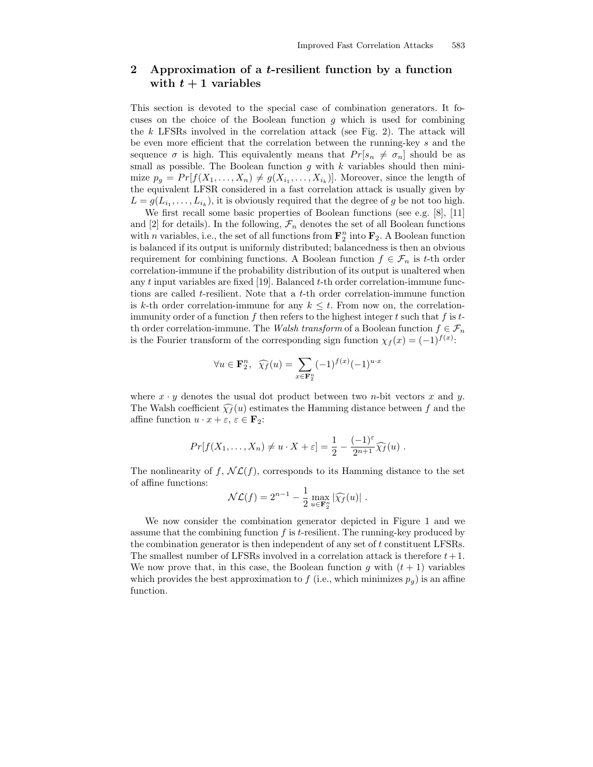## 2 Approximation of a $t$-resilient function by a function with $t+1$ variables

This section is devoted to the special case of combination generators. It focuses on the choice of the Boolean function $g$ which is used for combining the $k$ LFSRs involved in the correlation attack (see Fig. 2). The attack will be even more efficient that the correlation between the running-key $s$ and the sequence $\sigma$ is high. This equivalently means that $Pr[s_n \neq \sigma_n]$ should be as small as possible. The Boolean function $g$ with $k$ variables should then minimize $p_g = Pr[f(X_1, \ldots, X_n) \neq g(X_{i_1}, \ldots, X_{i_k})]$. Moreover, since the length of the equivalent LFSR considered in a fast correlation attack is usually given by $L = g(L_{i_1}, \ldots, L_{i_k})$, it is obviously required that the degree of $g$ be not too high.

We first recall some basic properties of Boolean functions (see e.g. [8], [11] and [2] for details). In the following, $\mathcal{F}_n$ denotes the set of all Boolean functions with $n$ variables, i.e., the set of all functions from $\mathbf{F}_2^n$ into $\mathbf{F}_2$. A Boolean function is balanced if its output is uniformly distributed; balancedness is then an obvious requirement for combining functions. A Boolean function $f \in \mathcal{F}_n$ is $t$-th order correlation-immune if the probability distribution of its output is unaltered when any $t$ input variables are fixed [19]. Balanced $t$-th order correlation-immune functions are called $t$-resilient. Note that a $t$-th order correlation-immune function is $k$-th order correlation-immune for any $k \leq t$. From now on, the correlation-immunity order of a function $f$ then refers to the highest integer $t$ such that $f$ is $t$-th order correlation-immune. The *Walsh transform* of a Boolean function $f \in \mathcal{F}_n$ is the Fourier transform of the corresponding sign function $\chi_f(x) = (-1)^{f(x)}$:

$$\forall u \in \mathbf{F}_2^n, \;\; \widehat{\chi_f}(u) = \sum_{x \in \mathbf{F}_2^n} (-1)^{f(x)} (-1)^{u \cdot x}$$

where $x \cdot y$ denotes the usual dot product between two $n$-bit vectors $x$ and $y$. The Walsh coefficient $\widehat{\chi_f}(u)$ estimates the Hamming distance between $f$ and the affine function $u \cdot x + \varepsilon$, $\varepsilon \in \mathbf{F}_2$:

$$Pr[f(X_1, \ldots, X_n) \neq u \cdot X + \varepsilon] = \frac{1}{2} - \frac{(-1)^{\varepsilon}}{2^{n+1}} \widehat{\chi_f}(u) \; .$$

The nonlinearity of $f$, $\mathcal{NL}(f)$, corresponds to its Hamming distance to the set of affine functions:

$$\mathcal{NL}(f) = 2^{n-1} - \frac{1}{2} \max_{u \in \mathbf{F}_2^n} |\widehat{\chi_f}(u)| \; .$$

We now consider the combination generator depicted in Figure 1 and we assume that the combining function $f$ is $t$-resilient. The running-key produced by the combination generator is then independent of any set of $t$ constituent LFSRs. The smallest number of LFSRs involved in a correlation attack is therefore $t+1$. We now prove that, in this case, the Boolean function $g$ with $(t+1)$ variables which provides the best approximation to $f$ (i.e., which minimizes $p_g$) is an affine function.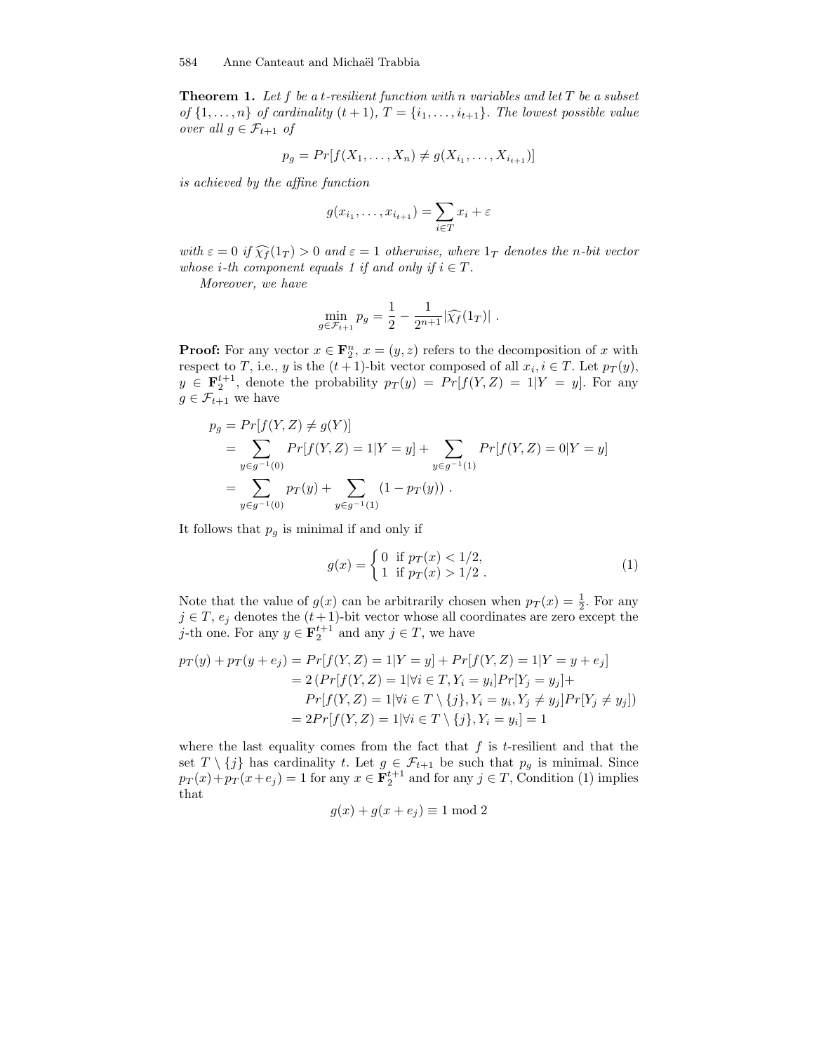**Theorem 1.** *Let $f$ be a $t$-resilient function with $n$ variables and let $T$ be a subset of $\{1, \ldots, n\}$ of cardinality $(t+1)$, $T = \{i_1, \ldots, i_{t+1}\}$. The lowest possible value over all $g \in \mathcal{F}_{t+1}$ of*

$$p_g = Pr[f(X_1, \ldots, X_n) \neq g(X_{i_1}, \ldots, X_{i_{t+1}})]$$

*is achieved by the affine function*

$$g(x_{i_1}, \ldots, x_{i_{t+1}}) = \sum_{i \in T} x_i + \varepsilon$$

*with $\varepsilon = 0$ if $\widehat{\chi_f}(1_T) > 0$ and $\varepsilon = 1$ otherwise, where $1_T$ denotes the $n$-bit vector whose $i$-th component equals 1 if and only if $i \in T$.*

*Moreover, we have*

$$\min_{g \in \mathcal{F}_{t+1}} p_g = \frac{1}{2} - \frac{1}{2^{n+1}} |\widehat{\chi_f}(1_T)| \ .$$

**Proof:** For any vector $x \in \mathbf{F}_2^n$, $x = (y, z)$ refers to the decomposition of $x$ with respect to $T$, i.e., $y$ is the $(t+1)$-bit vector composed of all $x_i, i \in T$. Let $p_T(y)$, $y \in \mathbf{F}_2^{t+1}$, denote the probability $p_T(y) = Pr[f(Y, Z) = 1 | Y = y]$. For any $g \in \mathcal{F}_{t+1}$ we have

$$\begin{aligned}
p_g &= Pr[f(Y, Z) \neq g(Y)] \\
&= \sum_{y \in g^{-1}(0)} Pr[f(Y, Z) = 1 | Y = y] + \sum_{y \in g^{-1}(1)} Pr[f(Y, Z) = 0 | Y = y] \\
&= \sum_{y \in g^{-1}(0)} p_T(y) + \sum_{y \in g^{-1}(1)} (1 - p_T(y)) \ .
\end{aligned}$$

It follows that $p_g$ is minimal if and only if

$$g(x) = \begin{cases} 0 & \text{if } p_T(x) < 1/2, \\ 1 & \text{if } p_T(x) > 1/2 \ . \end{cases} \tag{1}$$

Note that the value of $g(x)$ can be arbitrarily chosen when $p_T(x) = \frac{1}{2}$. For any $j \in T$, $e_j$ denotes the $(t+1)$-bit vector whose all coordinates are zero except the $j$-th one. For any $y \in \mathbf{F}_2^{t+1}$ and any $j \in T$, we have

$$\begin{aligned}
p_T(y) + p_T(y + e_j) &= Pr[f(Y, Z) = 1 | Y = y] + Pr[f(Y, Z) = 1 | Y = y + e_j] \\
&= 2 \left( Pr[f(Y, Z) = 1 | \forall i \in T, Y_i = y_i] Pr[Y_j = y_j] + \right. \\
&\quad \left. Pr[f(Y, Z) = 1 | \forall i \in T \setminus \{j\}, Y_i = y_i, Y_j \neq y_j] Pr[Y_j \neq y_j] \right) \\
&= 2 Pr[f(Y, Z) = 1 | \forall i \in T \setminus \{j\}, Y_i = y_i] = 1
\end{aligned}$$

where the last equality comes from the fact that $f$ is $t$-resilient and that the set $T \setminus \{j\}$ has cardinality $t$. Let $g \in \mathcal{F}_{t+1}$ be such that $p_g$ is minimal. Since $p_T(x) + p_T(x + e_j) = 1$ for any $x \in \mathbf{F}_2^{t+1}$ and for any $j \in T$, Condition (1) implies that

$$g(x) + g(x + e_j) \equiv 1 \bmod 2$$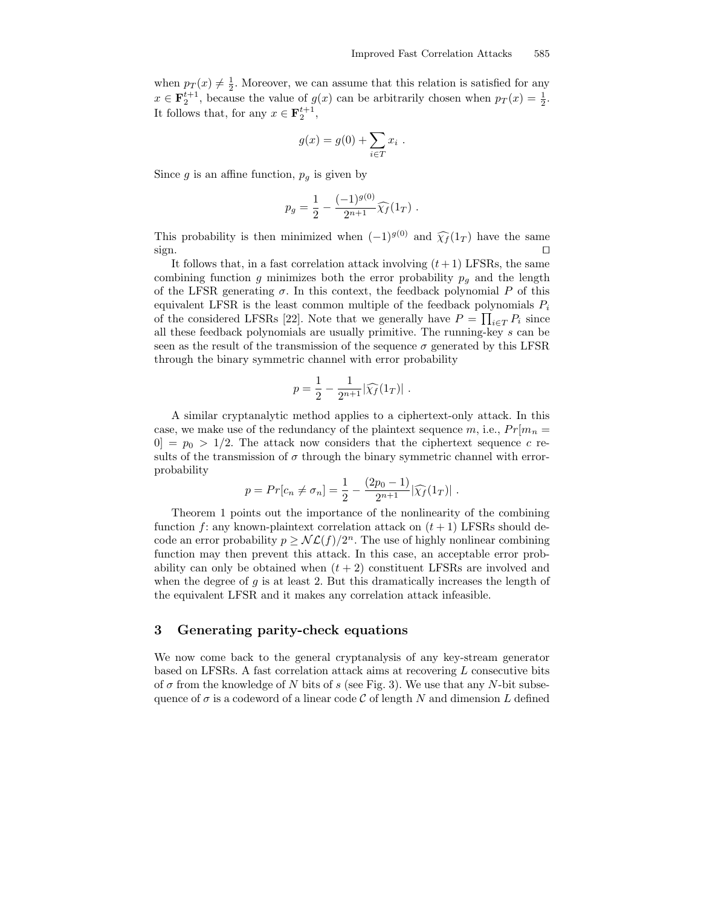when $p_T(x) \neq \frac{1}{2}$. Moreover, we can assume that this relation is satisfied for any $x \in \mathbf{F}_2^{t+1}$, because the value of $g(x)$ can be arbitrarily chosen when $p_T(x) = \frac{1}{2}$. It follows that, for any $x \in \mathbf{F}_2^{t+1}$,

$$g(x) = g(0) + \sum_{i \in T} x_i \ .$$

Since $g$ is an affine function, $p_g$ is given by

$$p_g = \frac{1}{2} - \frac{(-1)^{g(0)}}{2^{n+1}} \widehat{\chi_f}(1_T) \ .$$

This probability is then minimized when $(-1)^{g(0)}$ and $\widehat{\chi_f}(1_T)$ have the same sign. □

It follows that, in a fast correlation attack involving $(t+1)$ LFSRs, the same combining function $g$ minimizes both the error probability $p_g$ and the length of the LFSR generating $\sigma$. In this context, the feedback polynomial $P$ of this equivalent LFSR is the least common multiple of the feedback polynomials $P_i$ of the considered LFSRs [22]. Note that we generally have $P = \prod_{i \in T} P_i$ since all these feedback polynomials are usually primitive. The running-key $s$ can be seen as the result of the transmission of the sequence $\sigma$ generated by this LFSR through the binary symmetric channel with error probability

$$p = \frac{1}{2} - \frac{1}{2^{n+1}} |\widehat{\chi_f}(1_T)| \ .$$

A similar cryptanalytic method applies to a ciphertext-only attack. In this case, we make use of the redundancy of the plaintext sequence $m$, i.e., $Pr[m_n = 0] = p_0 > 1/2$. The attack now considers that the ciphertext sequence $c$ results of the transmission of $\sigma$ through the binary symmetric channel with error-probability

$$p = Pr[c_n \neq \sigma_n] = \frac{1}{2} - \frac{(2p_0 - 1)}{2^{n+1}} |\widehat{\chi_f}(1_T)| \ .$$

Theorem 1 points out the importance of the nonlinearity of the combining function $f$: any known-plaintext correlation attack on $(t+1)$ LFSRs should decode an error probability $p \geq \mathcal{NL}(f)/2^n$. The use of highly nonlinear combining function may then prevent this attack. In this case, an acceptable error probability can only be obtained when $(t+2)$ constituent LFSRs are involved and when the degree of $g$ is at least 2. But this dramatically increases the length of the equivalent LFSR and it makes any correlation attack infeasible.

## 3 Generating parity-check equations

We now come back to the general cryptanalysis of any key-stream generator based on LFSRs. A fast correlation attack aims at recovering $L$ consecutive bits of $\sigma$ from the knowledge of $N$ bits of $s$ (see Fig. 3). We use that any $N$-bit subsequence of $\sigma$ is a codeword of a linear code $\mathcal{C}$ of length $N$ and dimension $L$ defined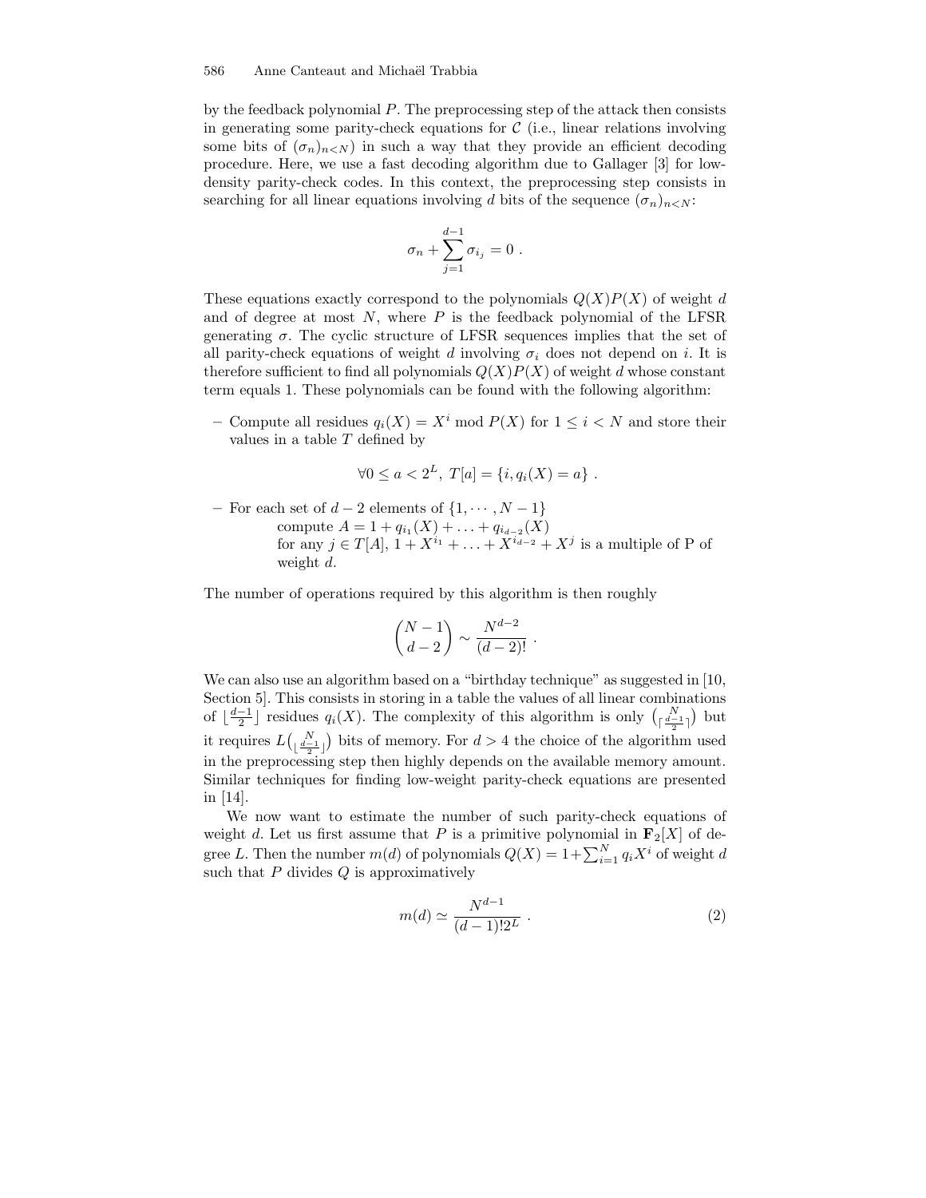by the feedback polynomial $P$. The preprocessing step of the attack then consists in generating some parity-check equations for $\mathcal{C}$ (i.e., linear relations involving some bits of $(\sigma_n)_{n<N}$) in such a way that they provide an efficient decoding procedure. Here, we use a fast decoding algorithm due to Gallager [3] for low-density parity-check codes. In this context, the preprocessing step consists in searching for all linear equations involving $d$ bits of the sequence $(\sigma_n)_{n<N}$:

$$\sigma_n + \sum_{j=1}^{d-1} \sigma_{i_j} = 0 .$$

These equations exactly correspond to the polynomials $Q(X)P(X)$ of weight $d$ and of degree at most $N$, where $P$ is the feedback polynomial of the LFSR generating $\sigma$. The cyclic structure of LFSR sequences implies that the set of all parity-check equations of weight $d$ involving $\sigma_i$ does not depend on $i$. It is therefore sufficient to find all polynomials $Q(X)P(X)$ of weight $d$ whose constant term equals 1. These polynomials can be found with the following algorithm:

– Compute all residues $q_i(X) = X^i \bmod P(X)$ for $1 \leq i < N$ and store their values in a table $T$ defined by

$$\forall 0 \leq a < 2^L,\ T[a] = \{i, q_i(X) = a\} .$$

– For each set of $d-2$ elements of $\{1, \cdots, N-1\}$
  compute $A = 1 + q_{i_1}(X) + \ldots + q_{i_{d-2}}(X)$
  for any $j \in T[A]$, $1 + X^{i_1} + \ldots + X^{i_{d-2}} + X^j$ is a multiple of P of weight $d$.

The number of operations required by this algorithm is then roughly

$$\binom{N-1}{d-2} \sim \frac{N^{d-2}}{(d-2)!} .$$

We can also use an algorithm based on a "birthday technique" as suggested in [10, Section 5]. This consists in storing in a table the values of all linear combinations of $\lfloor \frac{d-1}{2} \rfloor$ residues $q_i(X)$. The complexity of this algorithm is only $\binom{N}{\lceil \frac{d-1}{2} \rceil}$ but it requires $L\binom{N}{\lfloor \frac{d-1}{2} \rfloor}$ bits of memory. For $d > 4$ the choice of the algorithm used in the preprocessing step then highly depends on the available memory amount. Similar techniques for finding low-weight parity-check equations are presented in [14].

We now want to estimate the number of such parity-check equations of weight $d$. Let us first assume that $P$ is a primitive polynomial in $\mathbf{F}_2[X]$ of degree $L$. Then the number $m(d)$ of polynomials $Q(X) = 1 + \sum_{i=1}^{N} q_i X^i$ of weight $d$ such that $P$ divides $Q$ is approximatively

$$m(d) \simeq \frac{N^{d-1}}{(d-1)!2^L} . \tag{2}$$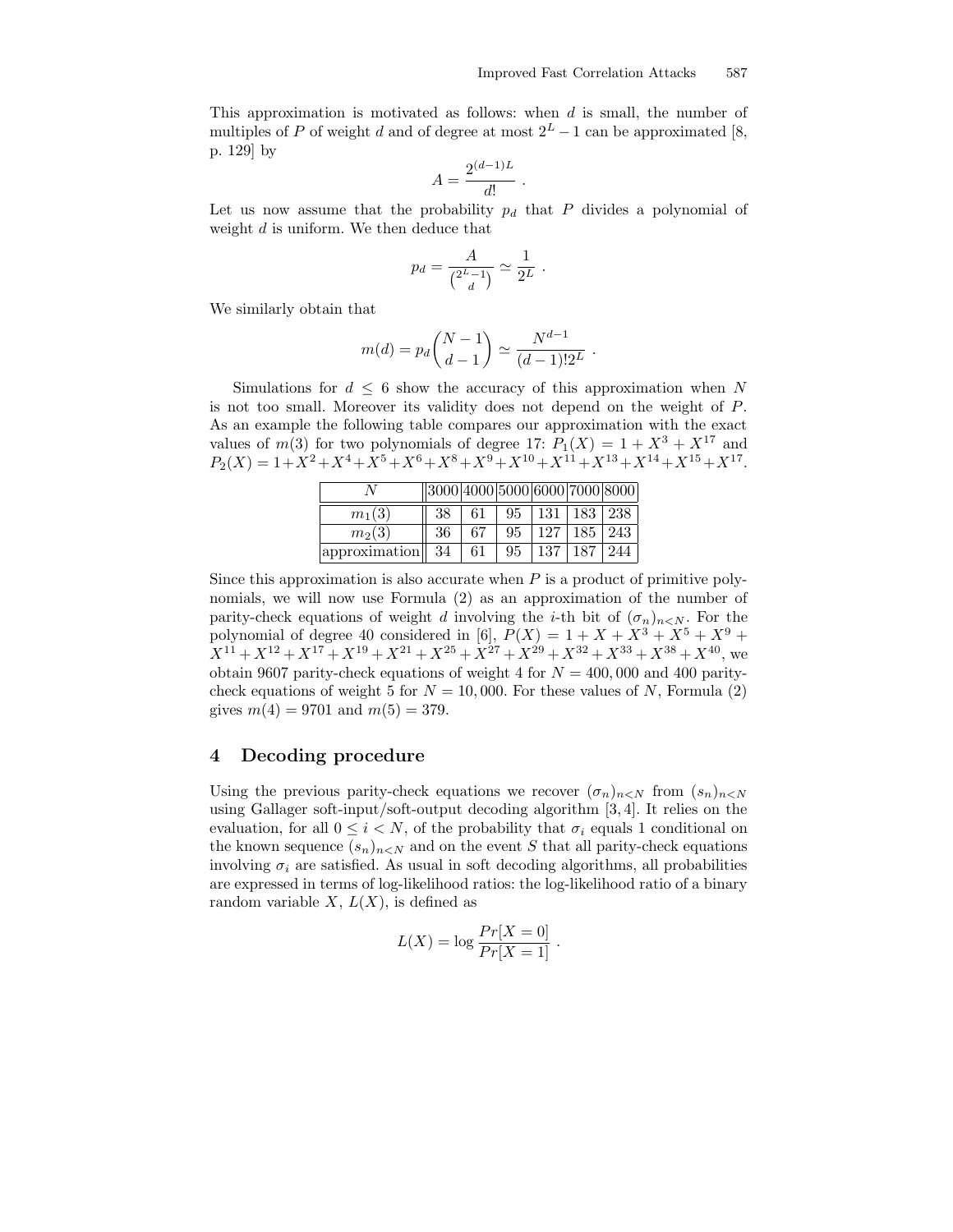This approximation is motivated as follows: when $d$ is small, the number of multiples of $P$ of weight $d$ and of degree at most $2^L - 1$ can be approximated [8, p. 129] by

$$A = \frac{2^{(d-1)L}}{d!} \ .$$

Let us now assume that the probability $p_d$ that $P$ divides a polynomial of weight $d$ is uniform. We then deduce that

$$p_d = \frac{A}{\binom{2^L-1}{d}} \simeq \frac{1}{2^L} \ .$$

We similarly obtain that

$$m(d) = p_d \binom{N-1}{d-1} \simeq \frac{N^{d-1}}{(d-1)! 2^L} \ .$$

Simulations for $d \leq 6$ show the accuracy of this approximation when $N$ is not too small. Moreover its validity does not depend on the weight of $P$. As an example the following table compares our approximation with the exact values of $m(3)$ for two polynomials of degree 17: $P_1(X) = 1 + X^3 + X^{17}$ and $P_2(X) = 1 + X^2 + X^4 + X^5 + X^6 + X^8 + X^9 + X^{10} + X^{11} + X^{13} + X^{14} + X^{15} + X^{17}$.

| $N$ | 3000 | 4000 | 5000 | 6000 | 7000 | 8000 |
|---|---|---|---|---|---|---|
| $m_1(3)$ | 38 | 61 | 95 | 131 | 183 | 238 |
| $m_2(3)$ | 36 | 67 | 95 | 127 | 185 | 243 |
| approximation | 34 | 61 | 95 | 137 | 187 | 244 |

Since this approximation is also accurate when $P$ is a product of primitive polynomials, we will now use Formula (2) as an approximation of the number of parity-check equations of weight $d$ involving the $i$-th bit of $(\sigma_n)_{n<N}$. For the polynomial of degree 40 considered in [6], $P(X) = 1 + X + X^3 + X^5 + X^9 + X^{11} + X^{12} + X^{17} + X^{19} + X^{21} + X^{25} + X^{27} + X^{29} + X^{32} + X^{33} + X^{38} + X^{40}$, we obtain 9607 parity-check equations of weight 4 for $N = 400,000$ and 400 parity-check equations of weight 5 for $N = 10,000$. For these values of $N$, Formula (2) gives $m(4) = 9701$ and $m(5) = 379$.

## 4 Decoding procedure

Using the previous parity-check equations we recover $(\sigma_n)_{n<N}$ from $(s_n)_{n<N}$ using Gallager soft-input/soft-output decoding algorithm [3, 4]. It relies on the evaluation, for all $0 \leq i < N$, of the probability that $\sigma_i$ equals 1 conditional on the known sequence $(s_n)_{n<N}$ and on the event $S$ that all parity-check equations involving $\sigma_i$ are satisfied. As usual in soft decoding algorithms, all probabilities are expressed in terms of log-likelihood ratios: the log-likelihood ratio of a binary random variable $X$, $L(X)$, is defined as

$$L(X) = \log \frac{Pr[X = 0]}{Pr[X = 1]} \ .$$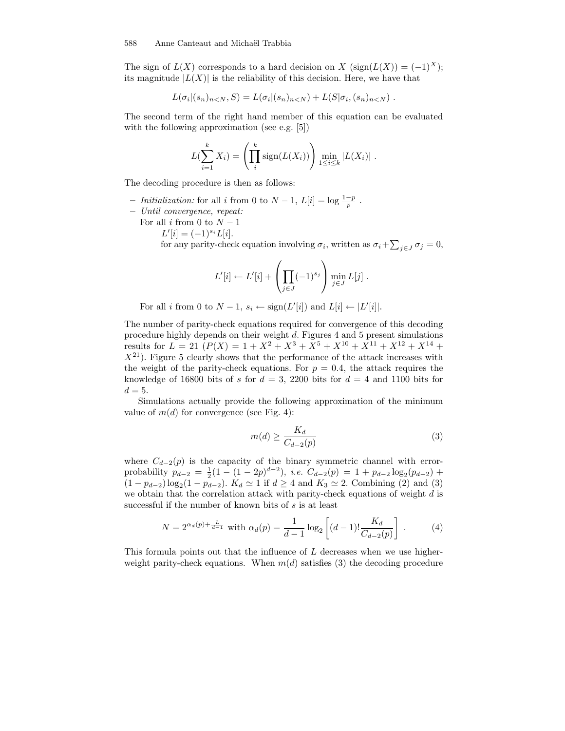The sign of $L(X)$ corresponds to a hard decision on $X$ ($\text{sign}(L(X)) = (-1)^X$); its magnitude $|L(X)|$ is the reliability of this decision. Here, we have that

$$L(\sigma_i|(s_n)_{n<N}, S) = L(\sigma_i|(s_n)_{n<N}) + L(S|\sigma_i, (s_n)_{n<N}) \ .$$

The second term of the right hand member of this equation can be evaluated with the following approximation (see e.g. [5])

$$L(\sum_{i=1}^{k} X_i) = \left(\prod_{i}^{k} \text{sign}(L(X_i))\right) \min_{1 \leq i \leq k} |L(X_i)| \ .$$

The decoding procedure is then as follows:

- *Initialization:* for all $i$ from 0 to $N-1$, $L[i] = \log \frac{1-p}{p}$ .
- *Until convergence, repeat:*
  For all $i$ from 0 to $N-1$
    $L'[i] = (-1)^{s_i} L[i]$.
    for any parity-check equation involving $\sigma_i$, written as $\sigma_i + \sum_{j \in J} \sigma_j = 0$,

$$L'[i] \leftarrow L'[i] + \left(\prod_{j \in J} (-1)^{s_j}\right) \min_{j \in J} L[j] \ .$$

  For all $i$ from 0 to $N-1$, $s_i \leftarrow \text{sign}(L'[i])$ and $L[i] \leftarrow |L'[i]|$.

The number of parity-check equations required for convergence of this decoding procedure highly depends on their weight $d$. Figures 4 and 5 present simulations results for $L = 21$ ($P(X) = 1 + X^2 + X^3 + X^5 + X^{10} + X^{11} + X^{12} + X^{14} + X^{21}$). Figure 5 clearly shows that the performance of the attack increases with the weight of the parity-check equations. For $p = 0.4$, the attack requires the knowledge of 16800 bits of $s$ for $d = 3$, 2200 bits for $d = 4$ and 1100 bits for $d = 5$.

Simulations actually provide the following approximation of the minimum value of $m(d)$ for convergence (see Fig. 4):

$$m(d) \geq \frac{K_d}{C_{d-2}(p)} \tag{3}$$

where $C_{d-2}(p)$ is the capacity of the binary symmetric channel with error-probability $p_{d-2} = \frac{1}{2}(1 - (1-2p)^{d-2})$, *i.e.* $C_{d-2}(p) = 1 + p_{d-2} \log_2(p_{d-2}) + (1 - p_{d-2}) \log_2(1 - p_{d-2})$. $K_d \simeq 1$ if $d \geq 4$ and $K_3 \simeq 2$. Combining (2) and (3) we obtain that the correlation attack with parity-check equations of weight $d$ is successful if the number of known bits of $s$ is at least

$$N = 2^{\alpha_d(p) + \frac{L}{d-1}} \text{ with } \alpha_d(p) = \frac{1}{d-1} \log_2 \left[(d-1)! \frac{K_d}{C_{d-2}(p)}\right] \ . \tag{4}$$

This formula points out that the influence of $L$ decreases when we use higher-weight parity-check equations. When $m(d)$ satisfies (3) the decoding procedure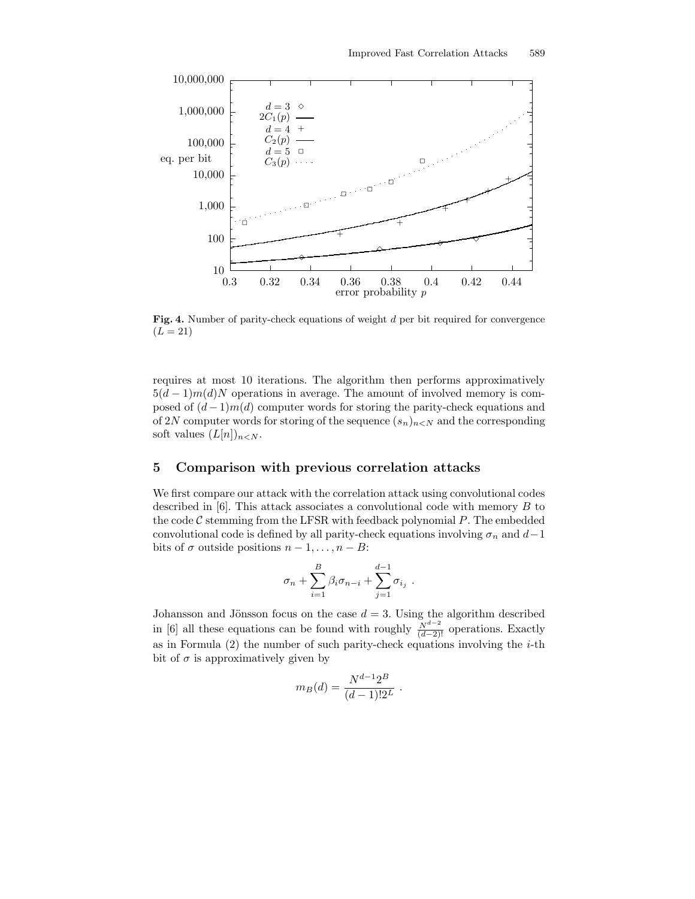**Fig. 4.** Number of parity-check equations of weight $d$ per bit required for convergence ($L = 21$)

requires at most 10 iterations. The algorithm then performs approximatively $5(d-1)m(d)N$ operations in average. The amount of involved memory is composed of $(d-1)m(d)$ computer words for storing the parity-check equations and of $2N$ computer words for storing of the sequence $(s_n)_{n<N}$ and the corresponding soft values $(L[n])_{n<N}$.

## 5 Comparison with previous correlation attacks

We first compare our attack with the correlation attack using convolutional codes described in [6]. This attack associates a convolutional code with memory $B$ to the code $\mathcal{C}$ stemming from the LFSR with feedback polynomial $P$. The embedded convolutional code is defined by all parity-check equations involving $\sigma_n$ and $d-1$ bits of $\sigma$ outside positions $n-1, \ldots, n-B$:

$$\sigma_n + \sum_{i=1}^{B} \beta_i \sigma_{n-i} + \sum_{j=1}^{d-1} \sigma_{i_j} \ .$$

Johansson and Jönsson focus on the case $d = 3$. Using the algorithm described in [6] all these equations can be found with roughly $\frac{N^{d-2}}{(d-2)!}$ operations. Exactly as in Formula (2) the number of such parity-check equations involving the $i$-th bit of $\sigma$ is approximatively given by

$$m_B(d) = \frac{N^{d-1} 2^B}{(d-1)! 2^L} \ .$$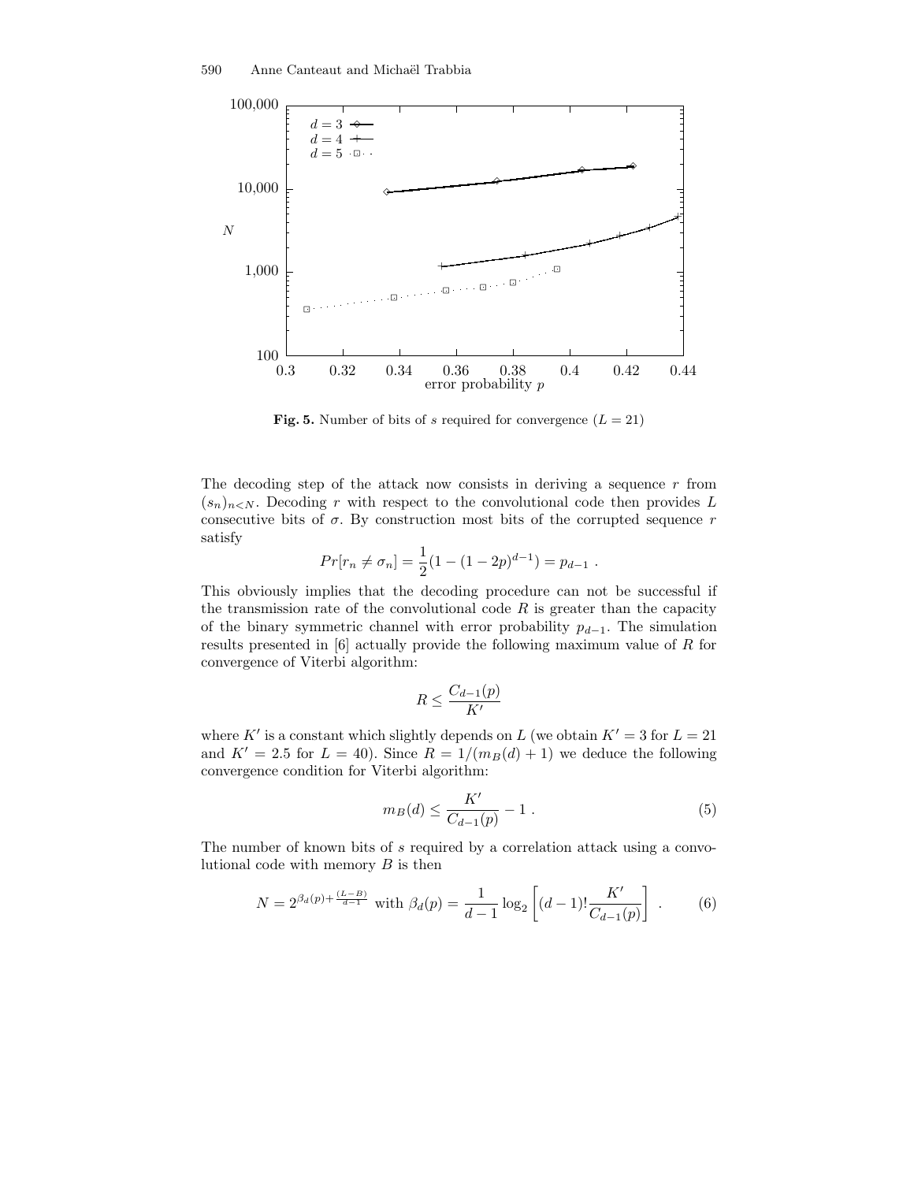**Fig. 5.** Number of bits of $s$ required for convergence ($L = 21$)

The decoding step of the attack now consists in deriving a sequence $r$ from $(s_n)_{n<N}$. Decoding $r$ with respect to the convolutional code then provides $L$ consecutive bits of $\sigma$. By construction most bits of the corrupted sequence $r$ satisfy

$$Pr[r_n \neq \sigma_n] = \frac{1}{2}(1 - (1-2p)^{d-1}) = p_{d-1} \ .$$

This obviously implies that the decoding procedure can not be successful if the transmission rate of the convolutional code $R$ is greater than the capacity of the binary symmetric channel with error probability $p_{d-1}$. The simulation results presented in [6] actually provide the following maximum value of $R$ for convergence of Viterbi algorithm:

$$R \leq \frac{C_{d-1}(p)}{K'}$$

where $K'$ is a constant which slightly depends on $L$ (we obtain $K' = 3$ for $L = 21$ and $K' = 2.5$ for $L = 40$). Since $R = 1/(m_B(d) + 1)$ we deduce the following convergence condition for Viterbi algorithm:

$$m_B(d) \leq \frac{K'}{C_{d-1}(p)} - 1 \ . \tag{5}$$

The number of known bits of $s$ required by a correlation attack using a convolutional code with memory $B$ is then

$$N = 2^{\beta_d(p) + \frac{(L-B)}{d-1}} \text{ with } \beta_d(p) = \frac{1}{d-1} \log_2 \left[ (d-1)! \frac{K'}{C_{d-1}(p)} \right] \ . \tag{6}$$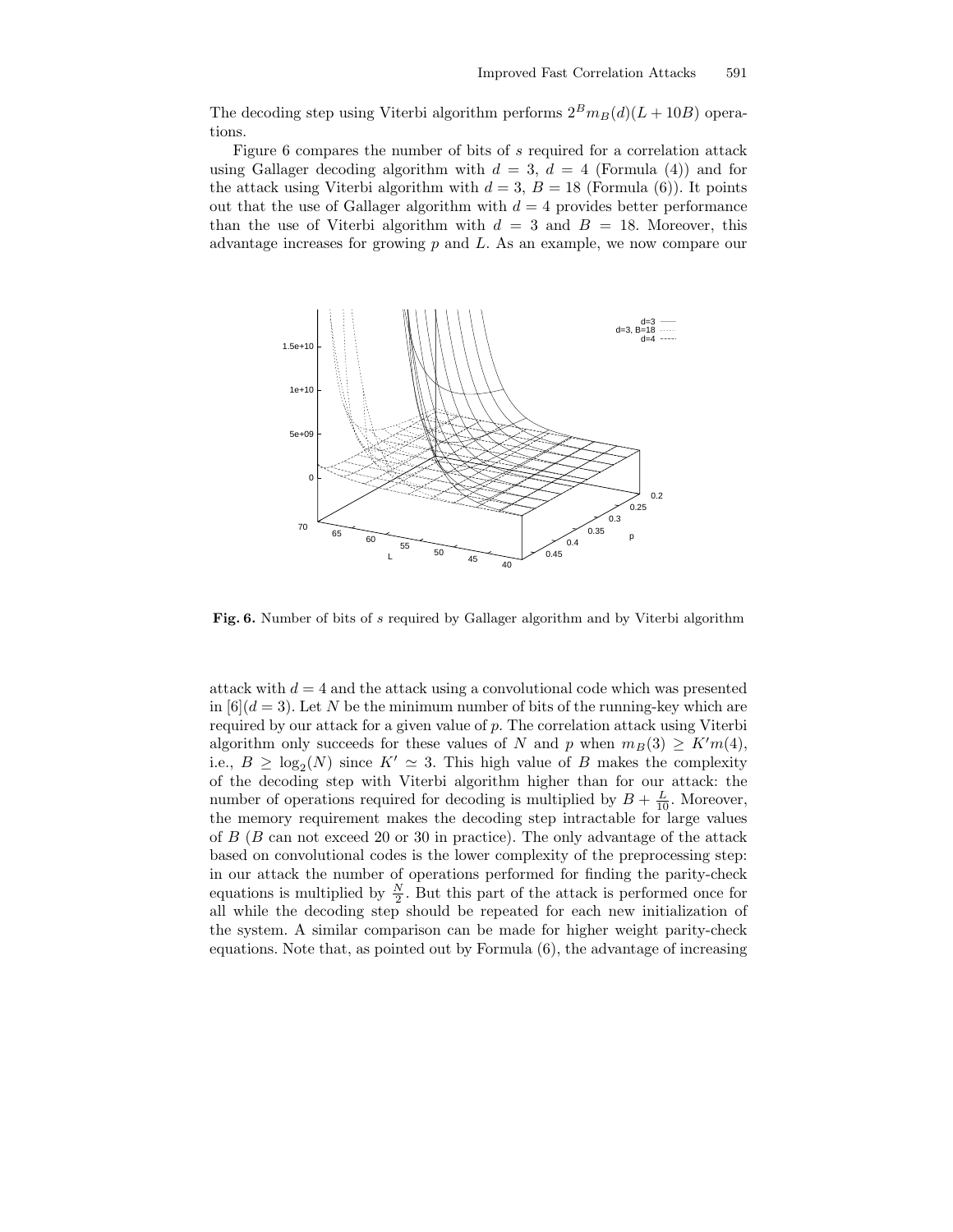The decoding step using Viterbi algorithm performs $2^B m_B(d)(L + 10B)$ operations.

Figure 6 compares the number of bits of $s$ required for a correlation attack using Gallager decoding algorithm with $d = 3$, $d = 4$ (Formula (4)) and for the attack using Viterbi algorithm with $d = 3$, $B = 18$ (Formula (6)). It points out that the use of Gallager algorithm with $d = 4$ provides better performance than the use of Viterbi algorithm with $d = 3$ and $B = 18$. Moreover, this advantage increases for growing $p$ and $L$. As an example, we now compare our

**Fig. 6.** Number of bits of $s$ required by Gallager algorithm and by Viterbi algorithm

attack with $d = 4$ and the attack using a convolutional code which was presented in [6]($d = 3$). Let $N$ be the minimum number of bits of the running-key which are required by our attack for a given value of $p$. The correlation attack using Viterbi algorithm only succeeds for these values of $N$ and $p$ when $m_B(3) \geq K'm(4)$, i.e., $B \geq \log_2(N)$ since $K' \simeq 3$. This high value of $B$ makes the complexity of the decoding step with Viterbi algorithm higher than for our attack: the number of operations required for decoding is multiplied by $B + \frac{L}{10}$. Moreover, the memory requirement makes the decoding step intractable for large values of $B$ ($B$ can not exceed 20 or 30 in practice). The only advantage of the attack based on convolutional codes is the lower complexity of the preprocessing step: in our attack the number of operations performed for finding the parity-check equations is multiplied by $\frac{N}{2}$. But this part of the attack is performed once for all while the decoding step should be repeated for each new initialization of the system. A similar comparison can be made for higher weight parity-check equations. Note that, as pointed out by Formula (6), the advantage of increasing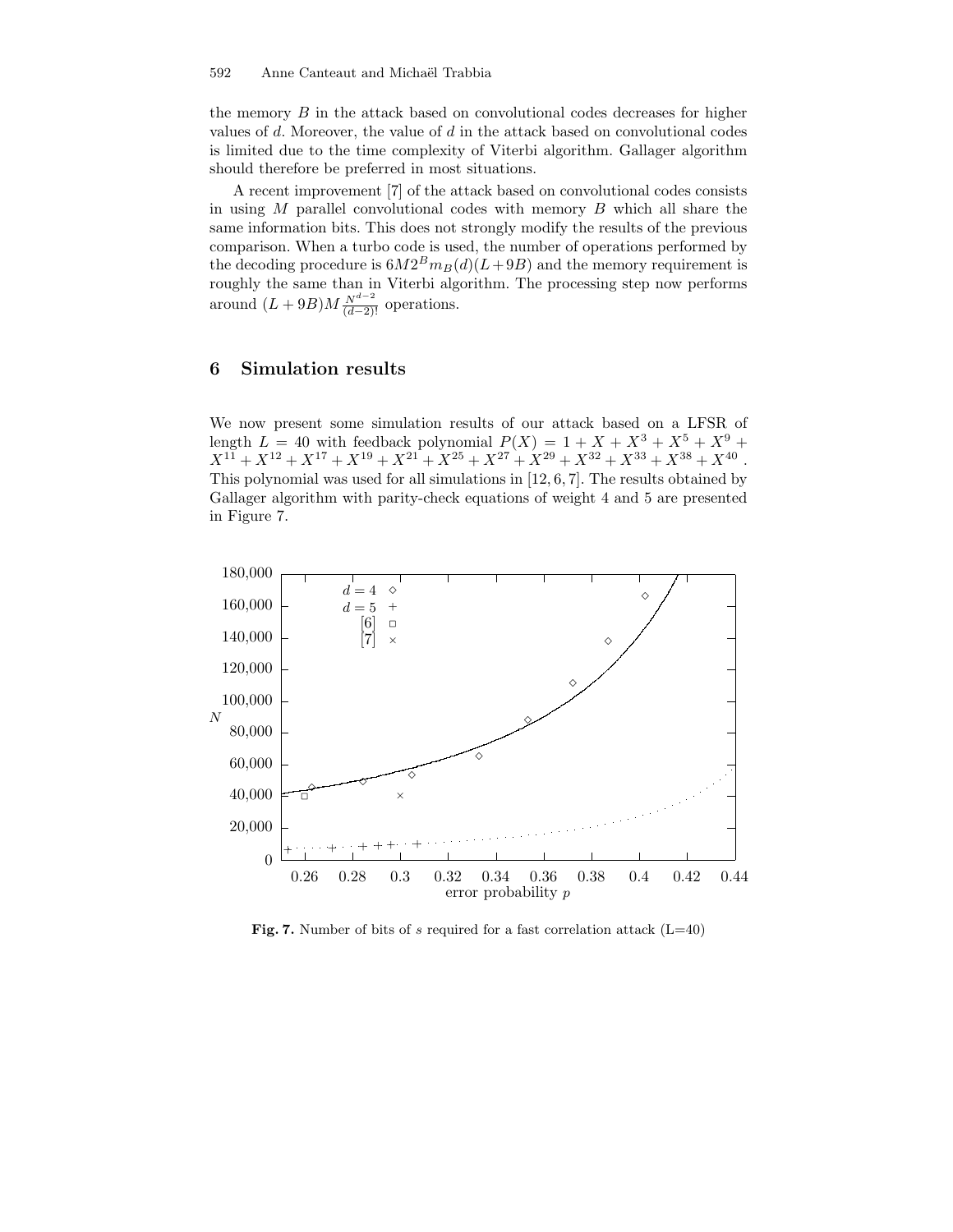the memory $B$ in the attack based on convolutional codes decreases for higher values of $d$. Moreover, the value of $d$ in the attack based on convolutional codes is limited due to the time complexity of Viterbi algorithm. Gallager algorithm should therefore be preferred in most situations.

A recent improvement [7] of the attack based on convolutional codes consists in using $M$ parallel convolutional codes with memory $B$ which all share the same information bits. This does not strongly modify the results of the previous comparison. When a turbo code is used, the number of operations performed by the decoding procedure is $6M2^B m_B(d)(L+9B)$ and the memory requirement is roughly the same than in Viterbi algorithm. The processing step now performs around $(L+9B)M\frac{N^{d-2}}{(d-2)!}$ operations.

## 6 Simulation results

We now present some simulation results of our attack based on a LFSR of length $L = 40$ with feedback polynomial $P(X) = 1 + X + X^3 + X^5 + X^9 + X^{11} + X^{12} + X^{17} + X^{19} + X^{21} + X^{25} + X^{27} + X^{29} + X^{32} + X^{33} + X^{38} + X^{40}$. This polynomial was used for all simulations in [12, 6, 7]. The results obtained by Gallager algorithm with parity-check equations of weight 4 and 5 are presented in Figure 7.

**Fig. 7.** Number of bits of $s$ required for a fast correlation attack (L=40)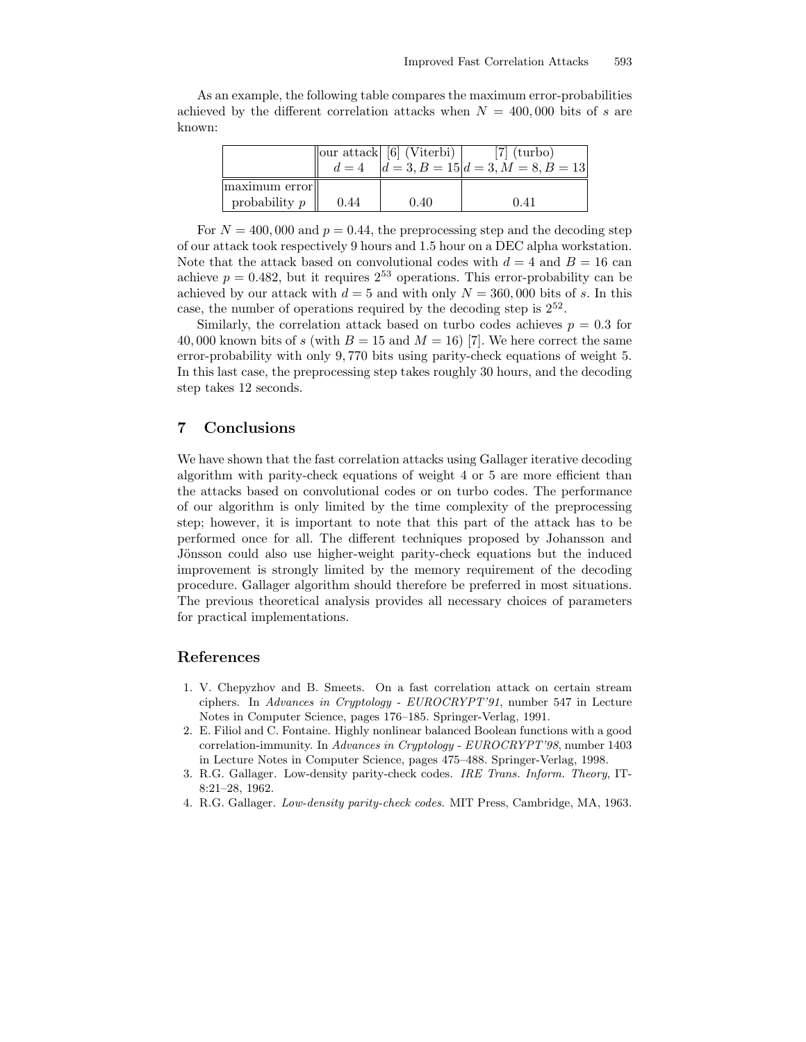As an example, the following table compares the maximum error-probabilities achieved by the different correlation attacks when $N = 400,000$ bits of $s$ are known:

| | our attack $d = 4$ | [6] (Viterbi) $d = 3, B = 15$ | [7] (turbo) $d = 3, M = 8, B = 13$ |
|---|---|---|---|
| maximum error probability $p$ | 0.44 | 0.40 | 0.41 |

For $N = 400,000$ and $p = 0.44$, the preprocessing step and the decoding step of our attack took respectively 9 hours and 1.5 hour on a DEC alpha workstation. Note that the attack based on convolutional codes with $d = 4$ and $B = 16$ can achieve $p = 0.482$, but it requires $2^{53}$ operations. This error-probability can be achieved by our attack with $d = 5$ and with only $N = 360,000$ bits of $s$. In this case, the number of operations required by the decoding step is $2^{52}$.

Similarly, the correlation attack based on turbo codes achieves $p = 0.3$ for 40,000 known bits of $s$ (with $B = 15$ and $M = 16$) [7]. We here correct the same error-probability with only 9,770 bits using parity-check equations of weight 5. In this last case, the preprocessing step takes roughly 30 hours, and the decoding step takes 12 seconds.

## 7 Conclusions

We have shown that the fast correlation attacks using Gallager iterative decoding algorithm with parity-check equations of weight 4 or 5 are more efficient than the attacks based on convolutional codes or on turbo codes. The performance of our algorithm is only limited by the time complexity of the preprocessing step; however, it is important to note that this part of the attack has to be performed once for all. The different techniques proposed by Johansson and Jönsson could also use higher-weight parity-check equations but the induced improvement is strongly limited by the memory requirement of the decoding procedure. Gallager algorithm should therefore be preferred in most situations. The previous theoretical analysis provides all necessary choices of parameters for practical implementations.

## References

1. V. Chepyzhov and B. Smeets. On a fast correlation attack on certain stream ciphers. In *Advances in Cryptology - EUROCRYPT'91*, number 547 in Lecture Notes in Computer Science, pages 176–185. Springer-Verlag, 1991.
2. E. Filiol and C. Fontaine. Highly nonlinear balanced Boolean functions with a good correlation-immunity. In *Advances in Cryptology - EUROCRYPT'98*, number 1403 in Lecture Notes in Computer Science, pages 475–488. Springer-Verlag, 1998.
3. R.G. Gallager. Low-density parity-check codes. *IRE Trans. Inform. Theory*, IT-8:21–28, 1962.
4. R.G. Gallager. *Low-density parity-check codes.* MIT Press, Cambridge, MA, 1963.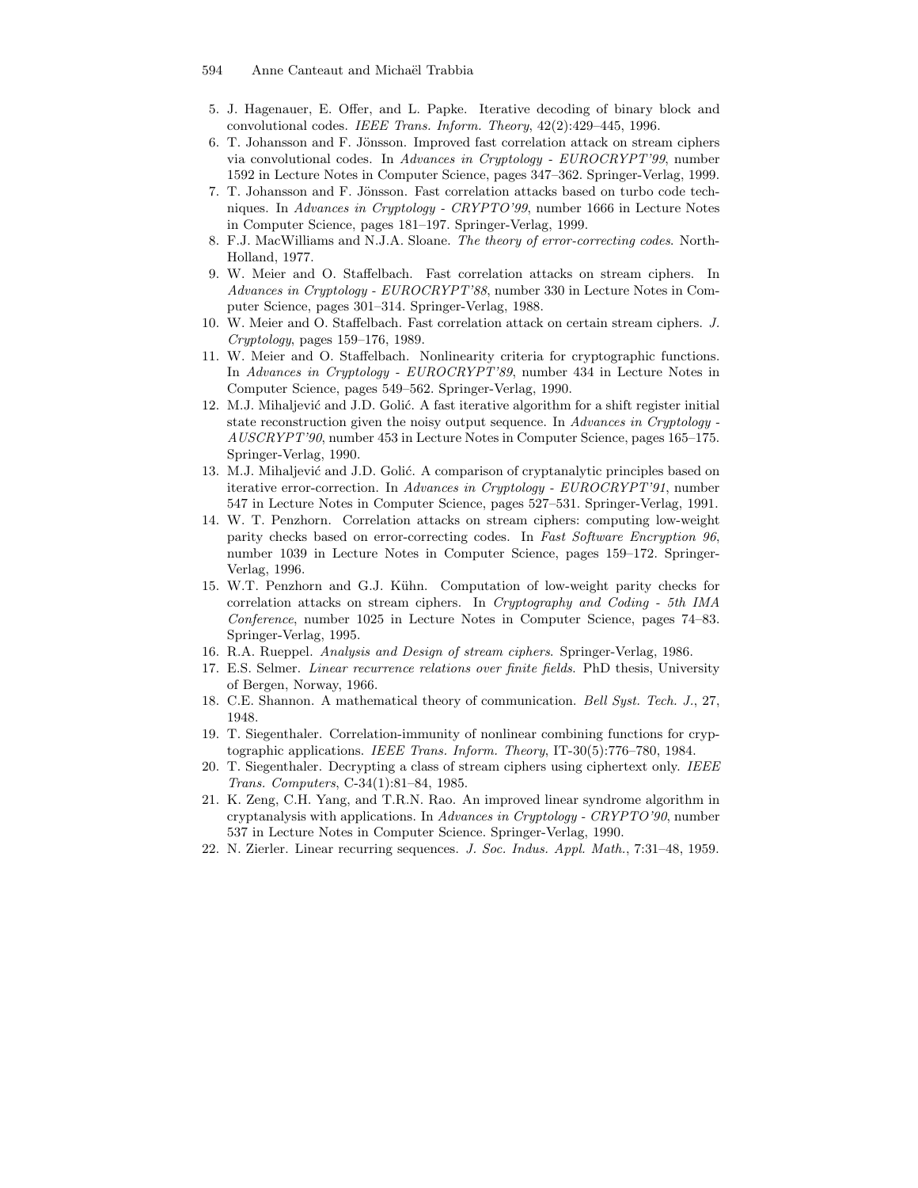5. J. Hagenauer, E. Offer, and L. Papke. Iterative decoding of binary block and convolutional codes. *IEEE Trans. Inform. Theory*, 42(2):429–445, 1996.
6. T. Johansson and F. Jönsson. Improved fast correlation attack on stream ciphers via convolutional codes. In *Advances in Cryptology - EUROCRYPT'99*, number 1592 in Lecture Notes in Computer Science, pages 347–362. Springer-Verlag, 1999.
7. T. Johansson and F. Jönsson. Fast correlation attacks based on turbo code techniques. In *Advances in Cryptology - CRYPTO'99*, number 1666 in Lecture Notes in Computer Science, pages 181–197. Springer-Verlag, 1999.
8. F.J. MacWilliams and N.J.A. Sloane. *The theory of error-correcting codes*. North-Holland, 1977.
9. W. Meier and O. Staffelbach. Fast correlation attacks on stream ciphers. In *Advances in Cryptology - EUROCRYPT'88*, number 330 in Lecture Notes in Computer Science, pages 301–314. Springer-Verlag, 1988.
10. W. Meier and O. Staffelbach. Fast correlation attack on certain stream ciphers. *J. Cryptology*, pages 159–176, 1989.
11. W. Meier and O. Staffelbach. Nonlinearity criteria for cryptographic functions. In *Advances in Cryptology - EUROCRYPT'89*, number 434 in Lecture Notes in Computer Science, pages 549–562. Springer-Verlag, 1990.
12. M.J. Mihaljević and J.D. Golić. A fast iterative algorithm for a shift register initial state reconstruction given the noisy output sequence. In *Advances in Cryptology - AUSCRYPT'90*, number 453 in Lecture Notes in Computer Science, pages 165–175. Springer-Verlag, 1990.
13. M.J. Mihaljević and J.D. Golić. A comparison of cryptanalytic principles based on iterative error-correction. In *Advances in Cryptology - EUROCRYPT'91*, number 547 in Lecture Notes in Computer Science, pages 527–531. Springer-Verlag, 1991.
14. W. T. Penzhorn. Correlation attacks on stream ciphers: computing low-weight parity checks based on error-correcting codes. In *Fast Software Encryption 96*, number 1039 in Lecture Notes in Computer Science, pages 159–172. Springer-Verlag, 1996.
15. W.T. Penzhorn and G.J. Kühn. Computation of low-weight parity checks for correlation attacks on stream ciphers. In *Cryptography and Coding - 5th IMA Conference*, number 1025 in Lecture Notes in Computer Science, pages 74–83. Springer-Verlag, 1995.
16. R.A. Rueppel. *Analysis and Design of stream ciphers*. Springer-Verlag, 1986.
17. E.S. Selmer. *Linear recurrence relations over finite fields*. PhD thesis, University of Bergen, Norway, 1966.
18. C.E. Shannon. A mathematical theory of communication. *Bell Syst. Tech. J.*, 27, 1948.
19. T. Siegenthaler. Correlation-immunity of nonlinear combining functions for cryptographic applications. *IEEE Trans. Inform. Theory*, IT-30(5):776–780, 1984.
20. T. Siegenthaler. Decrypting a class of stream ciphers using ciphertext only. *IEEE Trans. Computers*, C-34(1):81–84, 1985.
21. K. Zeng, C.H. Yang, and T.R.N. Rao. An improved linear syndrome algorithm in cryptanalysis with applications. In *Advances in Cryptology - CRYPTO'90*, number 537 in Lecture Notes in Computer Science. Springer-Verlag, 1990.
22. N. Zierler. Linear recurring sequences. *J. Soc. Indus. Appl. Math.*, 7:31–48, 1959.